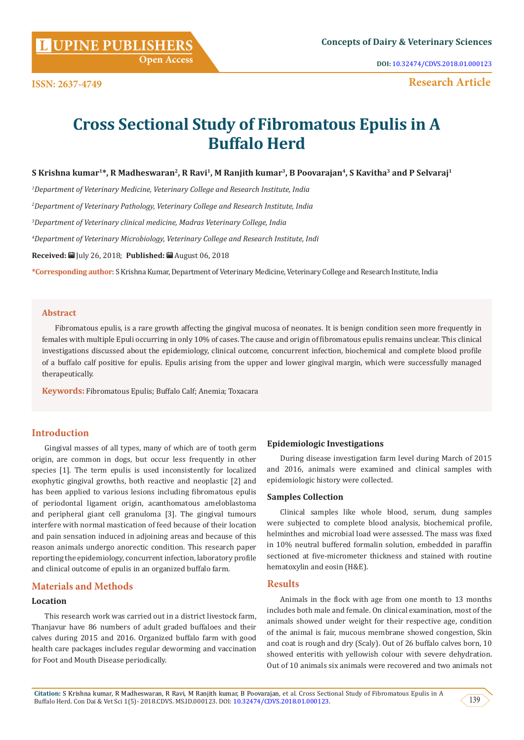Research Article

# Cross Sectional Study of Fibromatous Epulis in A Buffalo Herd

**S Krishna kumar[1]*, R Madheswaran[2], R Ravi[1], M Ranjith kumar[3], B Poovarajan[4], S Kavitha[3] and P Selvaraj[1]**

*[1]Department of Veterinary Medicine, Veterinary College and Research Institute, India*

*[2]Department of Veterinary Pathology, Veterinary College and Research Institute, India*

*[3]Department of Veterinary clinical medicine, Madras Veterinary College, India*

*[4]Department of Veterinary Microbiology, Veterinary College and Research Institute, Indi*

**Received:** July 26, 2018; **Published:** August 06, 2018

**\*Corresponding author:** S Krishna Kumar, Department of Veterinary Medicine, Veterinary College and Research Institute, India

## Abstract

Fibromatous epulis, is a rare growth affecting the gingival mucosa of neonates. It is benign condition seen more frequently in females with multiple Epuli occurring in only 10% of cases. The cause and origin of fibromatous epulis remains unclear. This clinical investigations discussed about the epidemiology, clinical outcome, concurrent infection, biochemical and complete blood profile of a buffalo calf positive for epulis. Epulis arising from the upper and lower gingival margin, which were successfully managed therapeutically.

**Keywords:** Fibromatous Epulis; Buffalo Calf; Anemia; Toxacara

## Introduction

Gingival masses of all types, many of which are of tooth germ origin, are common in dogs, but occur less frequently in other species [1]. The term epulis is used inconsistently for localized exophytic gingival growths, both reactive and neoplastic [2] and has been applied to various lesions including fibromatous epulis of periodontal ligament origin, acanthomatous ameloblastoma and peripheral giant cell granuloma [3]. The gingival tumours interfere with normal mastication of feed because of their location and pain sensation induced in adjoining areas and because of this reason animals undergo anorectic condition. This research paper reporting the epidemiology, concurrent infection, laboratory profile and clinical outcome of epulis in an organized buffalo farm.

## Materials and Methods

### Location

This research work was carried out in a district livestock farm, Thanjavur have 86 numbers of adult graded buffaloes and their calves during 2015 and 2016. Organized buffalo farm with good health care packages includes regular deworming and vaccination for Foot and Mouth Disease periodically.

### Epidemiologic Investigations

During disease investigation farm level during March of 2015 and 2016, animals were examined and clinical samples with epidemiologic history were collected.

### Samples Collection

Clinical samples like whole blood, serum, dung samples were subjected to complete blood analysis, biochemical profile, helminthes and microbial load were assessed. The mass was fixed in 10% neutral buffered formalin solution, embedded in paraffin sectioned at five-micrometer thickness and stained with routine hematoxylin and eosin (H&E).

## Results

Animals in the flock with age from one month to 13 months includes both male and female. On clinical examination, most of the animals showed under weight for their respective age, condition of the animal is fair, mucous membrane showed congestion, Skin and coat is rough and dry (Scaly). Out of 26 buffalo calves born, 10 showed enteritis with yellowish colour with severe dehydration. Out of 10 animals six animals were recovered and two animals not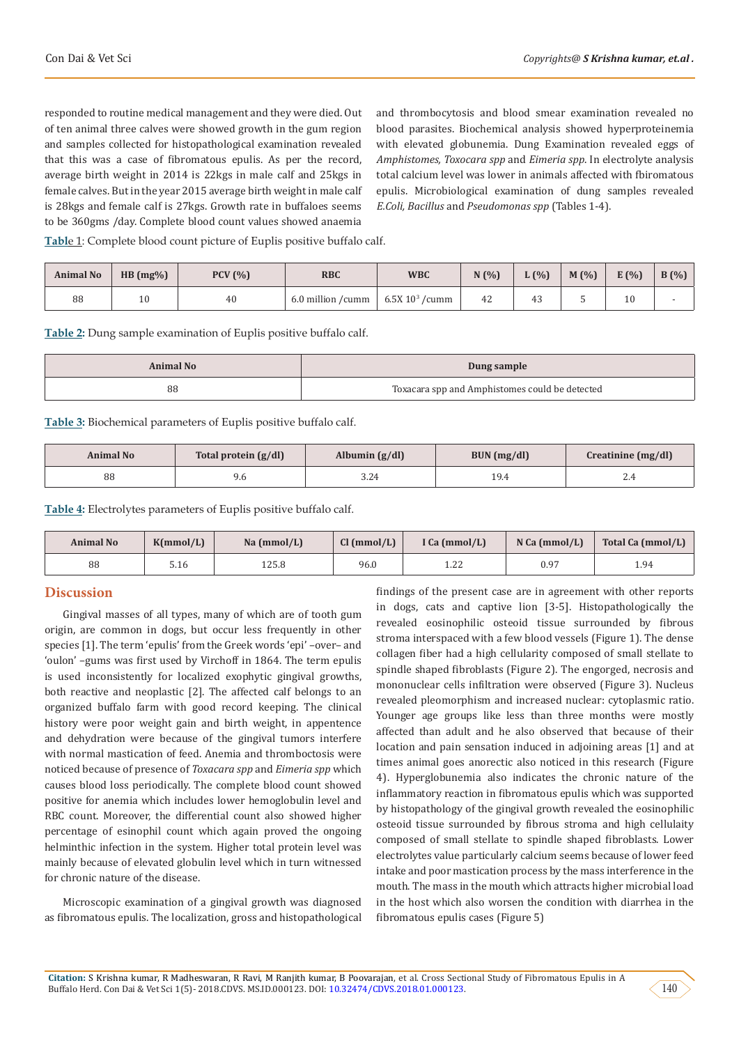responded to routine medical management and they were died. Out of ten animal three calves were showed growth in the gum region and samples collected for histopathological examination revealed that this was a case of fibromatous epulis. As per the record, average birth weight in 2014 is 22kgs in male calf and 25kgs in female calves. But in the year 2015 average birth weight in male calf is 28kgs and female calf is 27kgs. Growth rate in buffaloes seems to be 360gms /day. Complete blood count values showed anaemia and thrombocytosis and blood smear examination revealed no blood parasites. Biochemical analysis showed hyperproteinemia with elevated globunemia. Dung Examination revealed eggs of *Amphistomes, Toxocara spp* and *Eimeria spp*. In electrolyte analysis total calcium level was lower in animals affected with fbiromatous epulis. Microbiological examination of dung samples revealed *E.Coli, Bacillus* and *Pseudomonas spp* (Tables 1-4).

**Table 1**: Complete blood count picture of Euplis positive buffalo calf.

| Animal No | HB (mg%) | PCV (%) | RBC | WBC | N (%) | L (%) | M (%) | E (%) | B (%) |
|---|---|---|---|---|---|---|---|---|---|
| 88 | 10 | 40 | 6.0 million /cumm | 6.5X $10^3$ /cumm | 42 | 43 | 5 | 10 | - |

**Table 2:** Dung sample examination of Euplis positive buffalo calf.

| Animal No | Dung sample |
|---|---|
| 88 | Toxacara spp and Amphistomes could be detected |

**Table 3:** Biochemical parameters of Euplis positive buffalo calf.

| Animal No | Total protein (g/dl) | Albumin (g/dl) | BUN (mg/dl) | Creatinine (mg/dl) |
|---|---|---|---|---|
| 88 | 9.6 | 3.24 | 19.4 | 2.4 |

**Table 4:** Electrolytes parameters of Euplis positive buffalo calf.

| Animal No | K(mmol/L) | Na (mmol/L) | Cl (mmol/L) | I Ca (mmol/L) | N Ca (mmol/L) | Total Ca (mmol/L) |
|---|---|---|---|---|---|---|
| 88 | 5.16 | 125.8 | 96.0 | 1.22 | 0.97 | 1.94 |

## Discussion

Gingival masses of all types, many of which are of tooth gum origin, are common in dogs, but occur less frequently in other species [1]. The term 'epulis' from the Greek words 'epi' –over– and 'oulon' –gums was first used by Virchoff in 1864. The term epulis is used inconsistently for localized exophytic gingival growths, both reactive and neoplastic [2]. The affected calf belongs to an organized buffalo farm with good record keeping. The clinical history were poor weight gain and birth weight, in appentence and dehydration were because of the gingival tumors interfere with normal mastication of feed. Anemia and thromboctosis were noticed because of presence of *Toxacara spp* and *Eimeria spp* which causes blood loss periodically. The complete blood count showed positive for anemia which includes lower hemoglobulin level and RBC count. Moreover, the differential count also showed higher percentage of esinophil count which again proved the ongoing helminthic infection in the system. Higher total protein level was mainly because of elevated globulin level which in turn witnessed for chronic nature of the disease.

Microscopic examination of a gingival growth was diagnosed as fibromatous epulis. The localization, gross and histopathological findings of the present case are in agreement with other reports in dogs, cats and captive lion [3-5]. Histopathologically the revealed eosinophilic osteoid tissue surrounded by fibrous stroma interspaced with a few blood vessels (Figure 1). The dense collagen fiber had a high cellularity composed of small stellate to spindle shaped fibroblasts (Figure 2). The engorged, necrosis and mononuclear cells infiltration were observed (Figure 3). Nucleus revealed pleomorphism and increased nuclear: cytoplasmic ratio. Younger age groups like less than three months were mostly affected than adult and he also observed that because of their location and pain sensation induced in adjoining areas [1] and at times animal goes anorectic also noticed in this research (Figure 4). Hyperglobunemia also indicates the chronic nature of the inflammatory reaction in fibromatous epulis which was supported by histopathology of the gingival growth revealed the eosinophilic osteoid tissue surrounded by fibrous stroma and high cellulaity composed of small stellate to spindle shaped fibroblasts. Lower electrolytes value particularly calcium seems because of lower feed intake and poor mastication process by the mass interference in the mouth. The mass in the mouth which attracts higher microbial load in the host which also worsen the condition with diarrhea in the fibromatous epulis cases (Figure 5)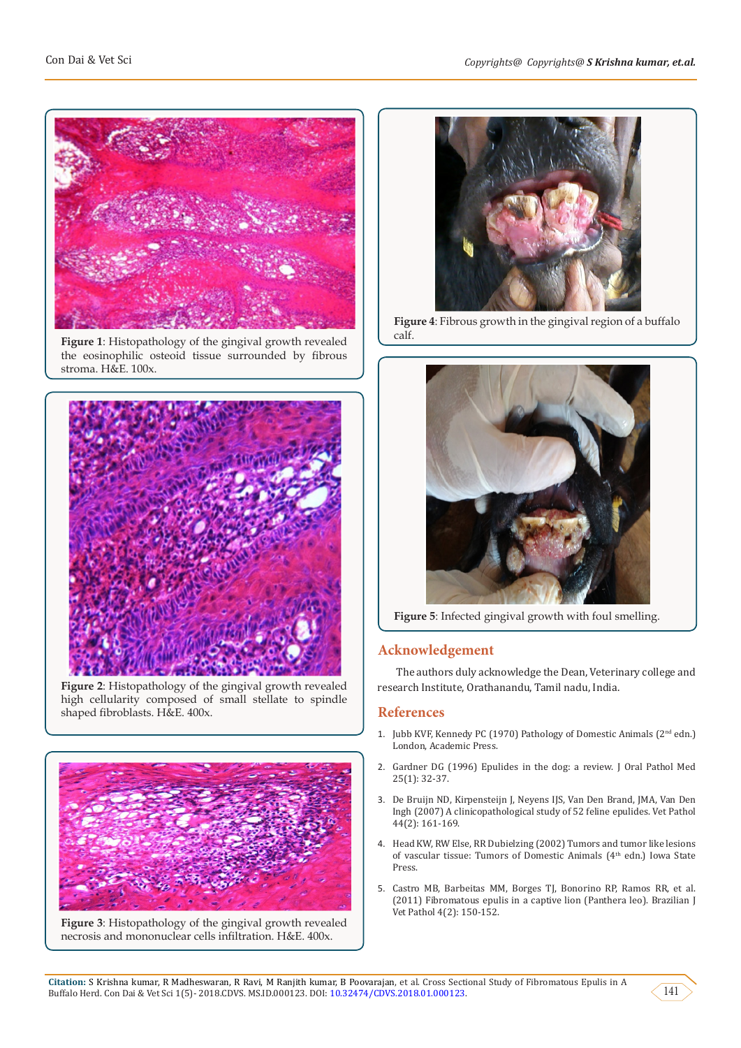Figure 1: Histopathology of the gingival growth revealed the eosinophilic osteoid tissue surrounded by fibrous stroma. H&E. 100x.

Figure 2: Histopathology of the gingival growth revealed high cellularity composed of small stellate to spindle shaped fibroblasts. H&E. 400x.

Figure 3: Histopathology of the gingival growth revealed necrosis and mononuclear cells infiltration. H&E. 400x.

Figure 4: Fibrous growth in the gingival region of a buffalo calf.

Figure 5: Infected gingival growth with foul smelling.

## Acknowledgement

The authors duly acknowledge the Dean, Veterinary college and research Institute, Orathanandu, Tamil nadu, India.

## References

1. Jubb KVF, Kennedy PC (1970) Pathology of Domestic Animals (2nd edn.) London, Academic Press.
2. Gardner DG (1996) Epulides in the dog: a review. J Oral Pathol Med 25(1): 32-37.
3. De Bruijn ND, Kirpensteijn J, Neyens IJS, Van Den Brand, JMA, Van Den Ingh (2007) A clinicopathological study of 52 feline epulides. Vet Pathol 44(2): 161-169.
4. Head KW, RW Else, RR Dubielzing (2002) Tumors and tumor like lesions of vascular tissue: Tumors of Domestic Animals (4th edn.) Iowa State Press.
5. Castro MB, Barbeitas MM, Borges TJ, Bonorino RP, Ramos RR, et al. (2011) Fibromatous epulis in a captive lion (Panthera leo). Brazilian J Vet Pathol 4(2): 150-152.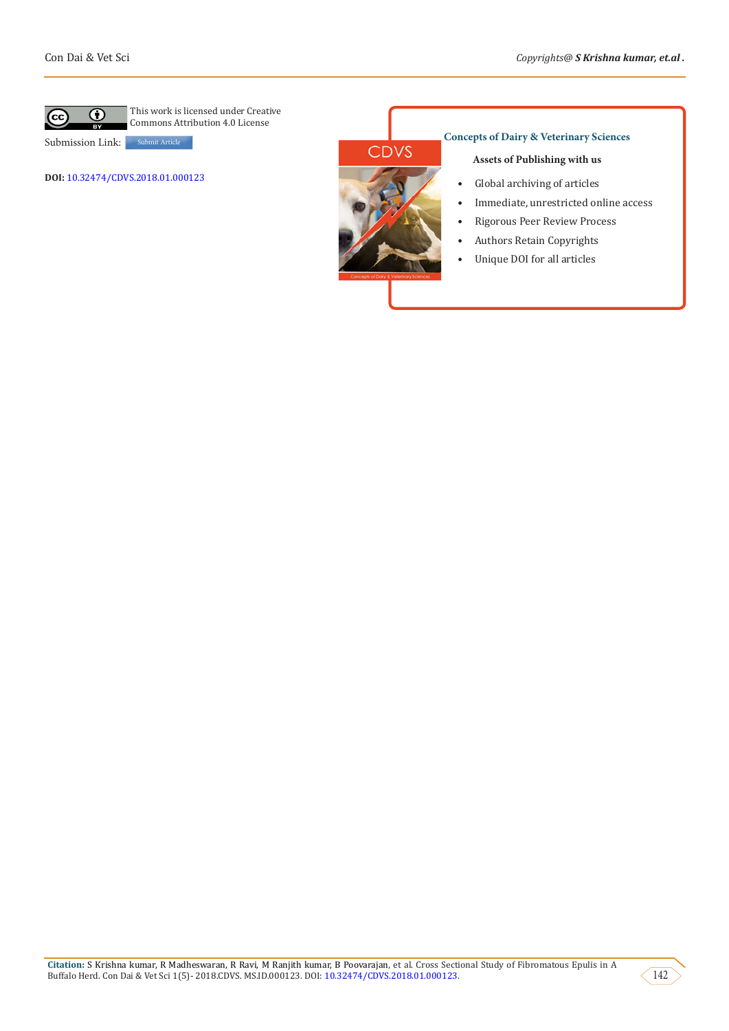This work is licensed under Creative Commons Attribution 4.0 License

Submission Link: Submit Article

**DOI:** 10.32474/CDVS.2018.01.000123

**Concepts of Dairy & Veterinary Sciences**

**Assets of Publishing with us**

- Global archiving of articles
- Immediate, unrestricted online access
- Rigorous Peer Review Process
- Authors Retain Copyrights
- Unique DOI for all articles